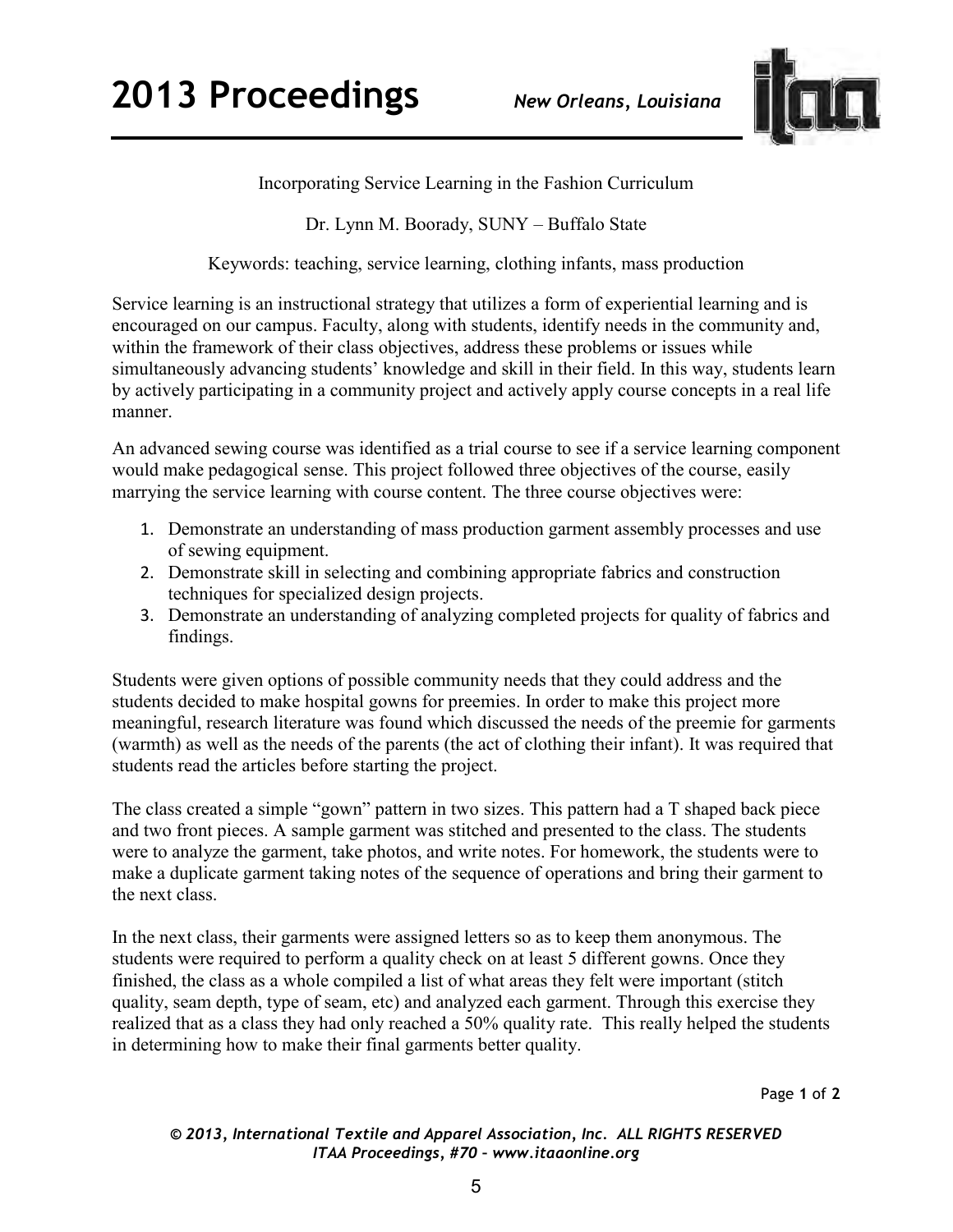# Incorporating Service Learning in the Fashion Curriculum

Dr. Lynn M. Boorady, SUNY – Buffalo State

Keywords: teaching, service learning, clothing infants, mass production

Service learning is an instructional strategy that utilizes a form of experiential learning and is encouraged on our campus. Faculty, along with students, identify needs in the community and, within the framework of their class objectives, address these problems or issues while simultaneously advancing students' knowledge and skill in their field. In this way, students learn by actively participating in a community project and actively apply course concepts in a real life manner.

An advanced sewing course was identified as a trial course to see if a service learning component would make pedagogical sense. This project followed three objectives of the course, easily marrying the service learning with course content. The three course objectives were:

1. Demonstrate an understanding of mass production garment assembly processes and use of sewing equipment.
2. Demonstrate skill in selecting and combining appropriate fabrics and construction techniques for specialized design projects.
3. Demonstrate an understanding of analyzing completed projects for quality of fabrics and findings.

Students were given options of possible community needs that they could address and the students decided to make hospital gowns for preemies. In order to make this project more meaningful, research literature was found which discussed the needs of the preemie for garments (warmth) as well as the needs of the parents (the act of clothing their infant). It was required that students read the articles before starting the project.

The class created a simple "gown" pattern in two sizes. This pattern had a T shaped back piece and two front pieces. A sample garment was stitched and presented to the class. The students were to analyze the garment, take photos, and write notes. For homework, the students were to make a duplicate garment taking notes of the sequence of operations and bring their garment to the next class.

In the next class, their garments were assigned letters so as to keep them anonymous. The students were required to perform a quality check on at least 5 different gowns. Once they finished, the class as a whole compiled a list of what areas they felt were important (stitch quality, seam depth, type of seam, etc) and analyzed each garment. Through this exercise they realized that as a class they had only reached a 50% quality rate. This really helped the students in determining how to make their final garments better quality.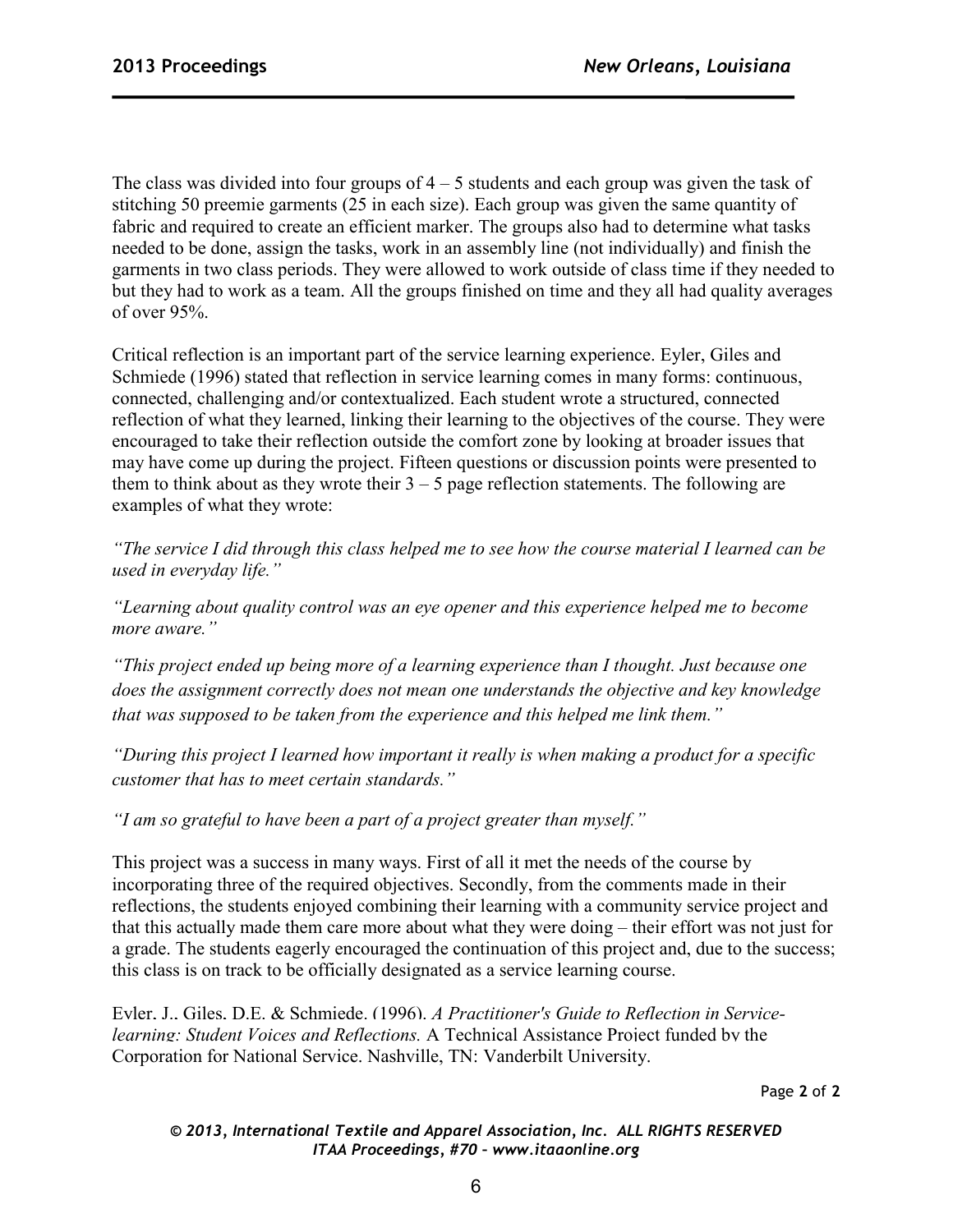The class was divided into four groups of 4 – 5 students and each group was given the task of stitching 50 preemie garments (25 in each size). Each group was given the same quantity of fabric and required to create an efficient marker. The groups also had to determine what tasks needed to be done, assign the tasks, work in an assembly line (not individually) and finish the garments in two class periods. They were allowed to work outside of class time if they needed to but they had to work as a team. All the groups finished on time and they all had quality averages of over 95%.

Critical reflection is an important part of the service learning experience. Eyler, Giles and Schmiede (1996) stated that reflection in service learning comes in many forms: continuous, connected, challenging and/or contextualized. Each student wrote a structured, connected reflection of what they learned, linking their learning to the objectives of the course. They were encouraged to take their reflection outside the comfort zone by looking at broader issues that may have come up during the project. Fifteen questions or discussion points were presented to them to think about as they wrote their 3 – 5 page reflection statements. The following are examples of what they wrote:

*"The service I did through this class helped me to see how the course material I learned can be used in everyday life."*

*"Learning about quality control was an eye opener and this experience helped me to become more aware."*

*"This project ended up being more of a learning experience than I thought. Just because one does the assignment correctly does not mean one understands the objective and key knowledge that was supposed to be taken from the experience and this helped me link them."*

*"During this project I learned how important it really is when making a product for a specific customer that has to meet certain standards."*

*"I am so grateful to have been a part of a project greater than myself."*

This project was a success in many ways. First of all it met the needs of the course by incorporating three of the required objectives. Secondly, from the comments made in their reflections, the students enjoyed combining their learning with a community service project and that this actually made them care more about what they were doing – their effort was not just for a grade. The students eagerly encouraged the continuation of this project and, due to the success; this class is on track to be officially designated as a service learning course.

Eyler, J., Giles, D.E. & Schmiede, (1996). *A Practitioner's Guide to Reflection in Service-learning: Student Voices and Reflections.* A Technical Assistance Project funded by the Corporation for National Service. Nashville, TN: Vanderbilt University.